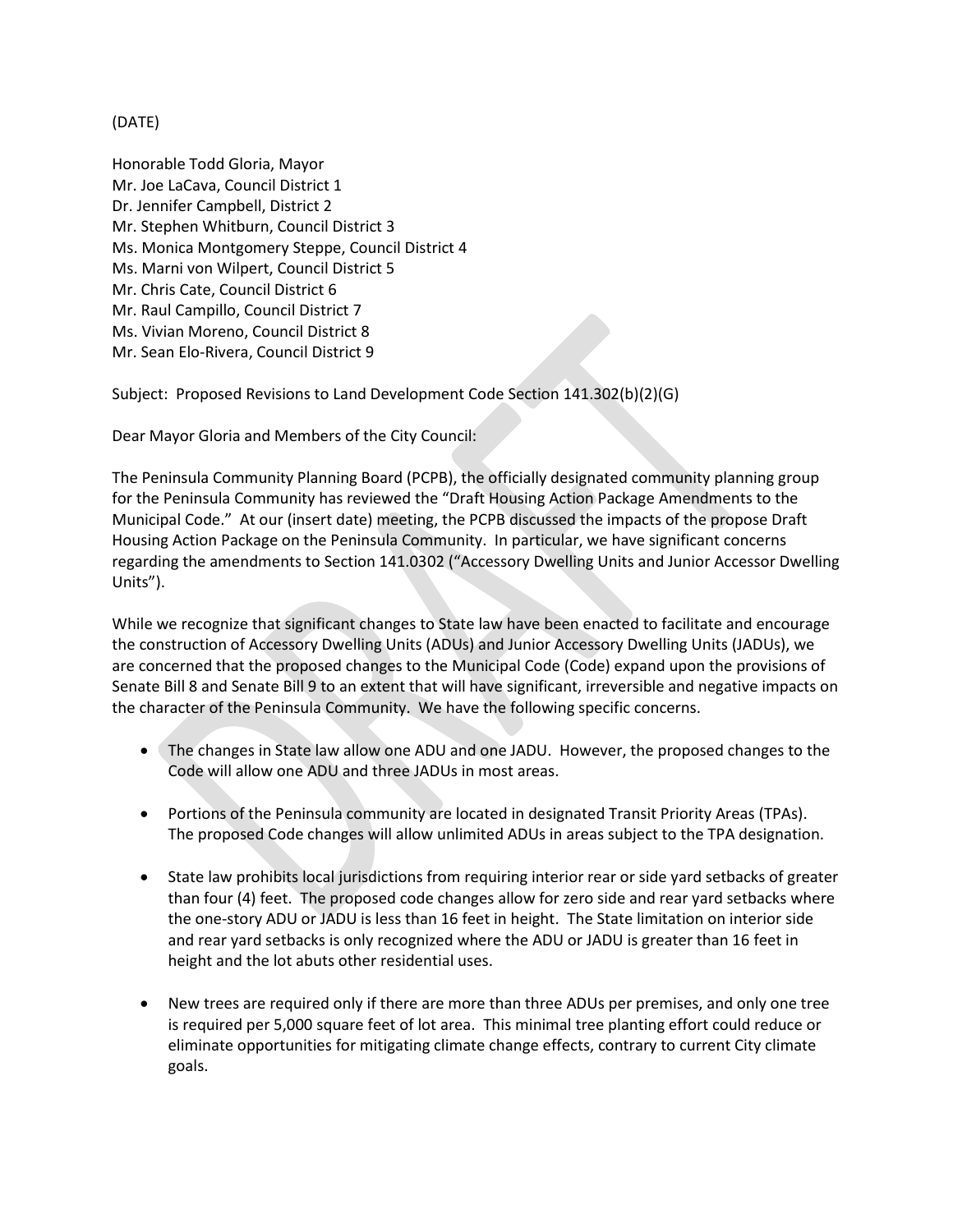(DATE)

Honorable Todd Gloria, Mayor
Mr. Joe LaCava, Council District 1
Dr. Jennifer Campbell, District 2
Mr. Stephen Whitburn, Council District 3
Ms. Monica Montgomery Steppe, Council District 4
Ms. Marni von Wilpert, Council District 5
Mr. Chris Cate, Council District 6
Mr. Raul Campillo, Council District 7
Ms. Vivian Moreno, Council District 8
Mr. Sean Elo-Rivera, Council District 9

Subject: Proposed Revisions to Land Development Code Section 141.302(b)(2)(G)

Dear Mayor Gloria and Members of the City Council:

The Peninsula Community Planning Board (PCPB), the officially designated community planning group for the Peninsula Community has reviewed the "Draft Housing Action Package Amendments to the Municipal Code." At our (insert date) meeting, the PCPB discussed the impacts of the propose Draft Housing Action Package on the Peninsula Community. In particular, we have significant concerns regarding the amendments to Section 141.0302 ("Accessory Dwelling Units and Junior Accessor Dwelling Units").

While we recognize that significant changes to State law have been enacted to facilitate and encourage the construction of Accessory Dwelling Units (ADUs) and Junior Accessory Dwelling Units (JADUs), we are concerned that the proposed changes to the Municipal Code (Code) expand upon the provisions of Senate Bill 8 and Senate Bill 9 to an extent that will have significant, irreversible and negative impacts on the character of the Peninsula Community. We have the following specific concerns.

- The changes in State law allow one ADU and one JADU. However, the proposed changes to the Code will allow one ADU and three JADUs in most areas.

- Portions of the Peninsula community are located in designated Transit Priority Areas (TPAs). The proposed Code changes will allow unlimited ADUs in areas subject to the TPA designation.

- State law prohibits local jurisdictions from requiring interior rear or side yard setbacks of greater than four (4) feet. The proposed code changes allow for zero side and rear yard setbacks where the one-story ADU or JADU is less than 16 feet in height. The State limitation on interior side and rear yard setbacks is only recognized where the ADU or JADU is greater than 16 feet in height and the lot abuts other residential uses.

- New trees are required only if there are more than three ADUs per premises, and only one tree is required per 5,000 square feet of lot area. This minimal tree planting effort could reduce or eliminate opportunities for mitigating climate change effects, contrary to current City climate goals.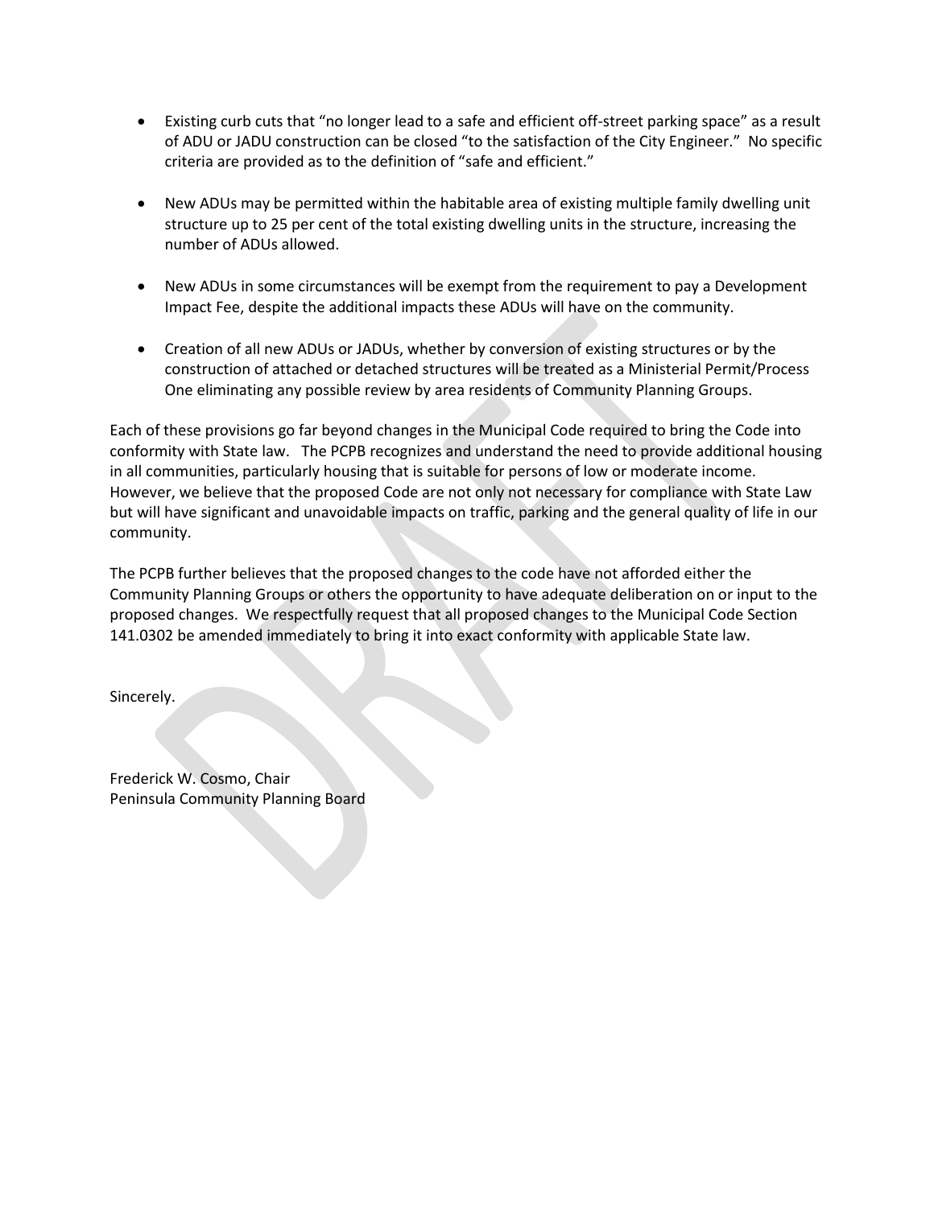- Existing curb cuts that "no longer lead to a safe and efficient off-street parking space" as a result of ADU or JADU construction can be closed "to the satisfaction of the City Engineer." No specific criteria are provided as to the definition of "safe and efficient."

- New ADUs may be permitted within the habitable area of existing multiple family dwelling unit structure up to 25 per cent of the total existing dwelling units in the structure, increasing the number of ADUs allowed.

- New ADUs in some circumstances will be exempt from the requirement to pay a Development Impact Fee, despite the additional impacts these ADUs will have on the community.

- Creation of all new ADUs or JADUs, whether by conversion of existing structures or by the construction of attached or detached structures will be treated as a Ministerial Permit/Process One eliminating any possible review by area residents of Community Planning Groups.

Each of these provisions go far beyond changes in the Municipal Code required to bring the Code into conformity with State law. The PCPB recognizes and understand the need to provide additional housing in all communities, particularly housing that is suitable for persons of low or moderate income. However, we believe that the proposed Code are not only not necessary for compliance with State Law but will have significant and unavoidable impacts on traffic, parking and the general quality of life in our community.

The PCPB further believes that the proposed changes to the code have not afforded either the Community Planning Groups or others the opportunity to have adequate deliberation on or input to the proposed changes. We respectfully request that all proposed changes to the Municipal Code Section 141.0302 be amended immediately to bring it into exact conformity with applicable State law.

Sincerely.

Frederick W. Cosmo, Chair
Peninsula Community Planning Board